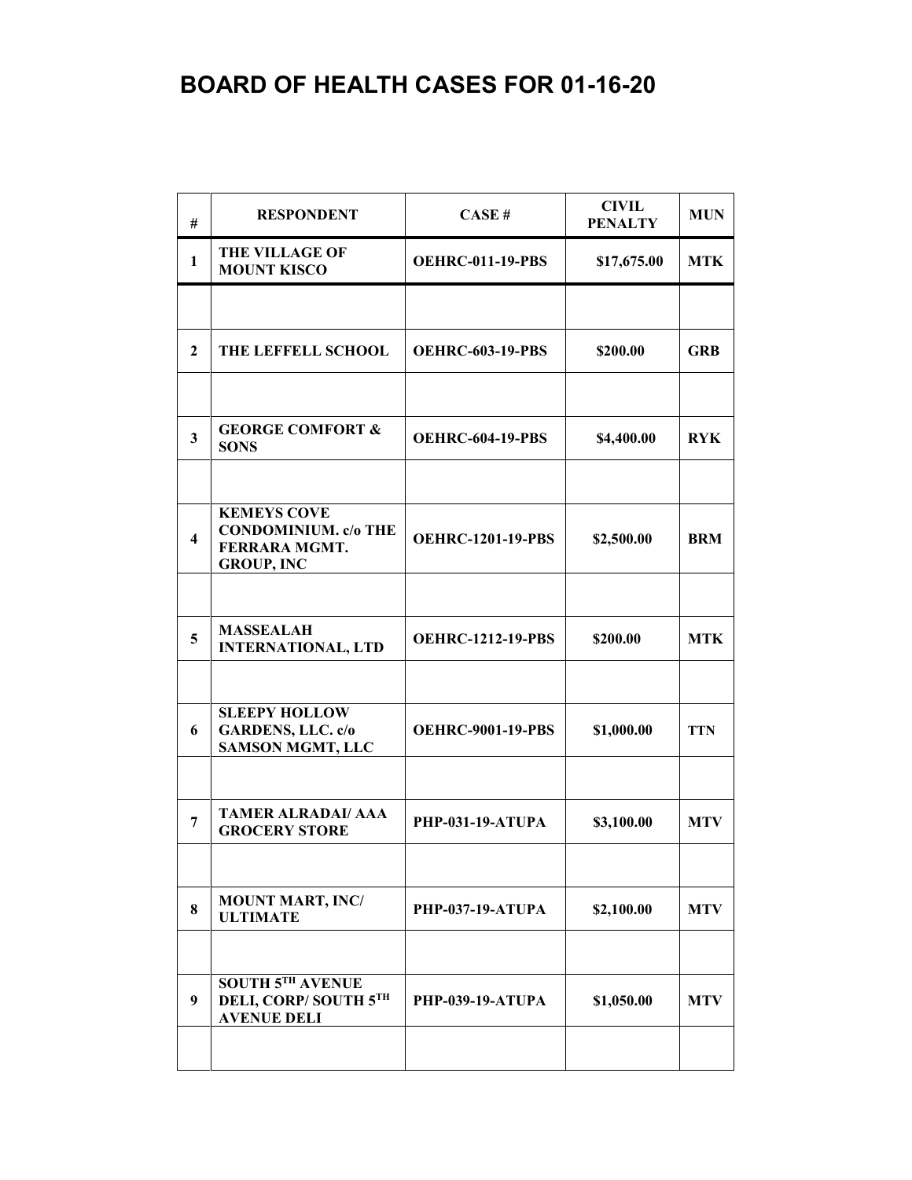# BOARD OF HEALTH CASES FOR 01-16-20

| # | RESPONDENT | CASE # | CIVIL PENALTY | MUN |
|---|---|---|---|---|
| 1 | THE VILLAGE OF MOUNT KISCO | OEHRC-011-19-PBS | \$17,675.00 | MTK |
| | | | | |
| 2 | THE LEFFELL SCHOOL | OEHRC-603-19-PBS | \$200.00 | GRB |
| | | | | |
| 3 | GEORGE COMFORT & SONS | OEHRC-604-19-PBS | \$4,400.00 | RYK |
| | | | | |
| 4 | KEMEYS COVE CONDOMINIUM. c/o THE FERRARA MGMT. GROUP, INC | OEHRC-1201-19-PBS | \$2,500.00 | BRM |
| | | | | |
| 5 | MASSEALAH INTERNATIONAL, LTD | OEHRC-1212-19-PBS | \$200.00 | MTK |
| | | | | |
| 6 | SLEEPY HOLLOW GARDENS, LLC. c/o SAMSON MGMT, LLC | OEHRC-9001-19-PBS | \$1,000.00 | TTN |
| | | | | |
| 7 | TAMER ALRADAI/ AAA GROCERY STORE | PHP-031-19-ATUPA | \$3,100.00 | MTV |
| | | | | |
| 8 | MOUNT MART, INC/ ULTIMATE | PHP-037-19-ATUPA | \$2,100.00 | MTV |
| | | | | |
| 9 | SOUTH 5TH AVENUE DELI, CORP/ SOUTH 5TH AVENUE DELI | PHP-039-19-ATUPA | \$1,050.00 | MTV |
| | | | | |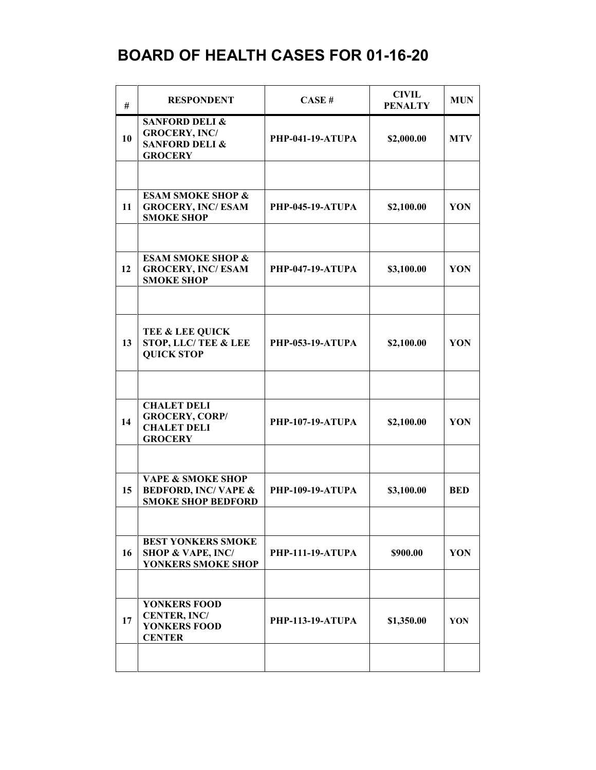# BOARD OF HEALTH CASES FOR 01-16-20

| # | RESPONDENT | CASE # | CIVIL PENALTY | MUN |
|---|---|---|---|---|
| 10 | SANFORD DELI & GROCERY, INC/ SANFORD DELI & GROCERY | PHP-041-19-ATUPA | $2,000.00 | MTV |
| | | | | |
| 11 | ESAM SMOKE SHOP & GROCERY, INC/ ESAM SMOKE SHOP | PHP-045-19-ATUPA | $2,100.00 | YON |
| | | | | |
| 12 | ESAM SMOKE SHOP & GROCERY, INC/ ESAM SMOKE SHOP | PHP-047-19-ATUPA | $3,100.00 | YON |
| | | | | |
| 13 | TEE & LEE QUICK STOP, LLC/ TEE & LEE QUICK STOP | PHP-053-19-ATUPA | $2,100.00 | YON |
| | | | | |
| 14 | CHALET DELI GROCERY, CORP/ CHALET DELI GROCERY | PHP-107-19-ATUPA | $2,100.00 | YON |
| | | | | |
| 15 | VAPE & SMOKE SHOP BEDFORD, INC/ VAPE & SMOKE SHOP BEDFORD | PHP-109-19-ATUPA | $3,100.00 | BED |
| | | | | |
| 16 | BEST YONKERS SMOKE SHOP & VAPE, INC/ YONKERS SMOKE SHOP | PHP-111-19-ATUPA | $900.00 | YON |
| | | | | |
| 17 | YONKERS FOOD CENTER, INC/ YONKERS FOOD CENTER | PHP-113-19-ATUPA | $1,350.00 | YON |
| | | | | |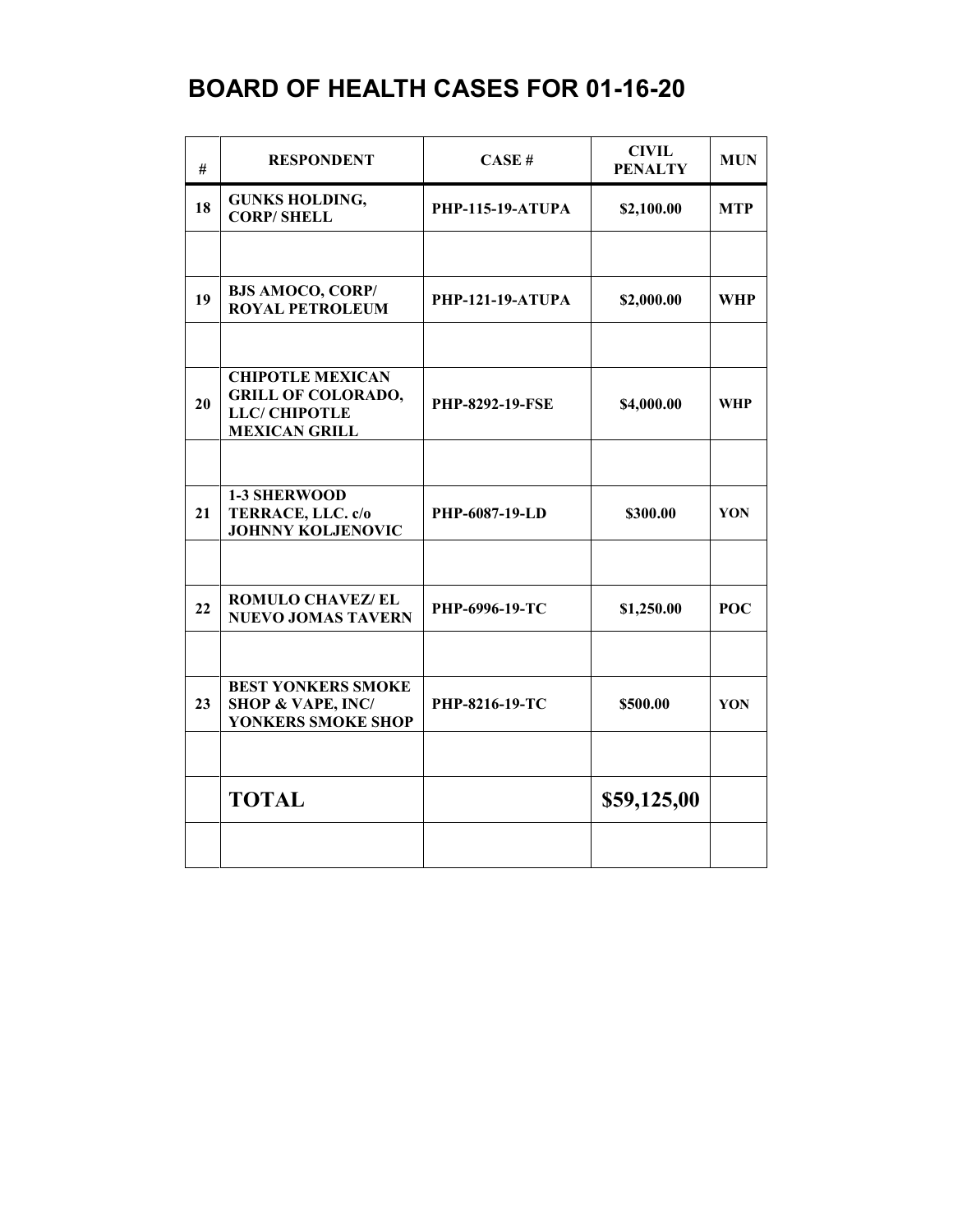# BOARD OF HEALTH CASES FOR 01-16-20

| # | RESPONDENT | CASE # | CIVIL PENALTY | MUN |
|---|---|---|---|---|
| 18 | GUNKS HOLDING, CORP/ SHELL | PHP-115-19-ATUPA | $2,100.00 | MTP |
| | | | | |
| 19 | BJS AMOCO, CORP/ ROYAL PETROLEUM | PHP-121-19-ATUPA | $2,000.00 | WHP |
| | | | | |
| 20 | CHIPOTLE MEXICAN GRILL OF COLORADO, LLC/ CHIPOTLE MEXICAN GRILL | PHP-8292-19-FSE | $4,000.00 | WHP |
| | | | | |
| 21 | 1-3 SHERWOOD TERRACE, LLC. c/o JOHNNY KOLJENOVIC | PHP-6087-19-LD | $300.00 | YON |
| | | | | |
| 22 | ROMULO CHAVEZ/ EL NUEVO JOMAS TAVERN | PHP-6996-19-TC | $1,250.00 | POC |
| | | | | |
| 23 | BEST YONKERS SMOKE SHOP & VAPE, INC/ YONKERS SMOKE SHOP | PHP-8216-19-TC | $500.00 | YON |
| | | | | |
| | **TOTAL** | | **$59,125,00** | |
| | | | | |